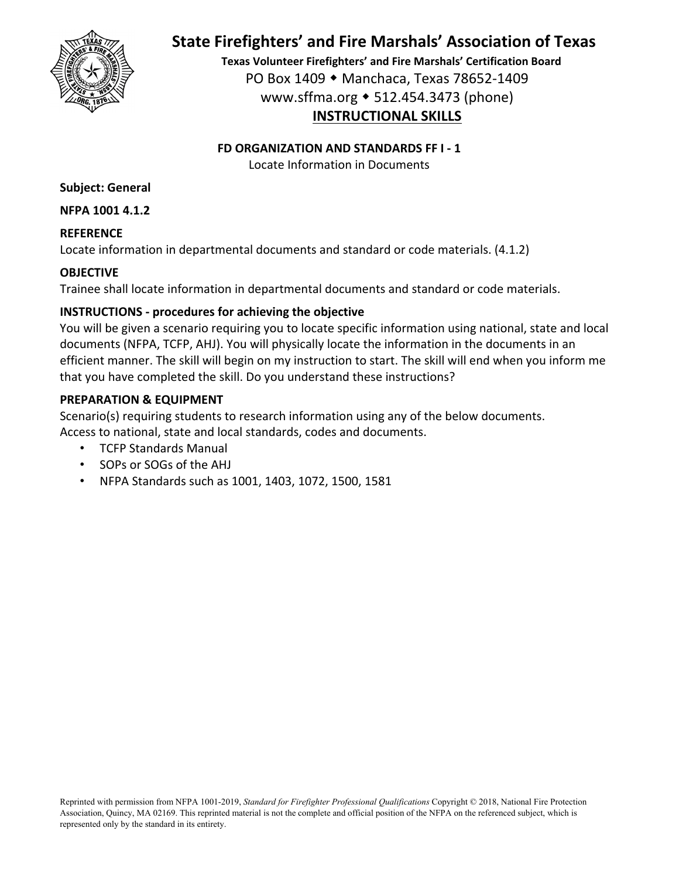# State Firefighters' and Fire Marshals' Association of Texas

**Texas Volunteer Firefighters' and Fire Marshals' Certification Board**

PO Box 1409 ◆ Manchaca, Texas 78652-1409

www.sffma.org ◆ 512.454.3473 (phone)

## INSTRUCTIONAL SKILLS

**FD ORGANIZATION AND STANDARDS FF I - 1**

Locate Information in Documents

**Subject: General**

**NFPA 1001 4.1.2**

**REFERENCE**

Locate information in departmental documents and standard or code materials. (4.1.2)

**OBJECTIVE**

Trainee shall locate information in departmental documents and standard or code materials.

**INSTRUCTIONS - procedures for achieving the objective**

You will be given a scenario requiring you to locate specific information using national, state and local documents (NFPA, TCFP, AHJ). You will physically locate the information in the documents in an efficient manner. The skill will begin on my instruction to start. The skill will end when you inform me that you have completed the skill. Do you understand these instructions?

**PREPARATION & EQUIPMENT**

Scenario(s) requiring students to research information using any of the below documents.
Access to national, state and local standards, codes and documents.

- TCFP Standards Manual
- SOPs or SOGs of the AHJ
- NFPA Standards such as 1001, 1403, 1072, 1500, 1581

Reprinted with permission from NFPA 1001-2019, *Standard for Firefighter Professional Qualifications* Copyright © 2018, National Fire Protection Association, Quincy, MA 02169. This reprinted material is not the complete and official position of the NFPA on the referenced subject, which is represented only by the standard in its entirety.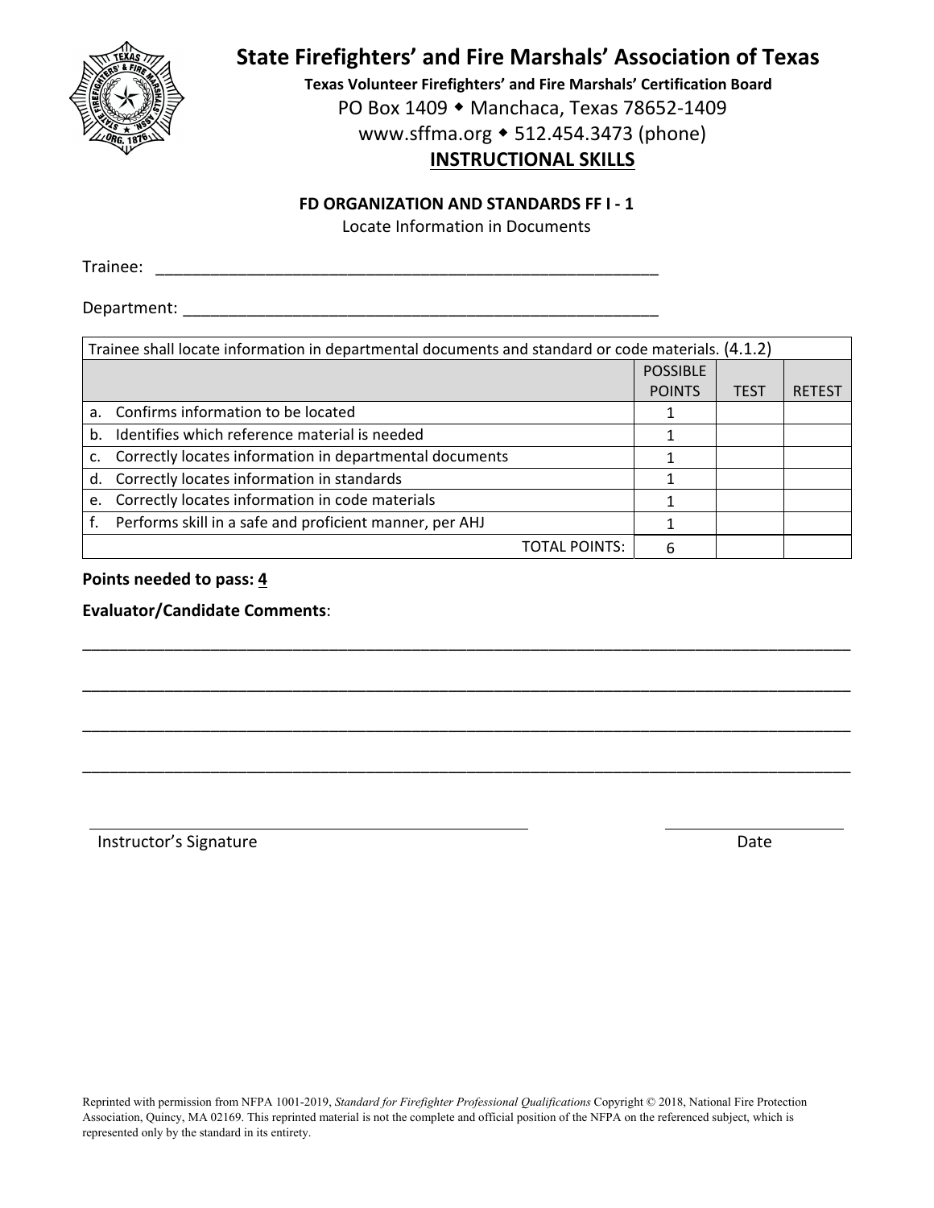# State Firefighters' and Fire Marshals' Association of Texas

**Texas Volunteer Firefighters' and Fire Marshals' Certification Board**

PO Box 1409 ◆ Manchaca, Texas 78652-1409

www.sffma.org ◆ 512.454.3473 (phone)

## INSTRUCTIONAL SKILLS

### FD ORGANIZATION AND STANDARDS FF I - 1

Locate Information in Documents

Trainee: ___________________________________________________________

Department: ________________________________________________________

| Trainee shall locate information in departmental documents and standard or code materials. (4.1.2) | | | |
|---|---|---|---|
| | POSSIBLE POINTS | TEST | RETEST |
| a. Confirms information to be located | 1 | | |
| b. Identifies which reference material is needed | 1 | | |
| c. Correctly locates information in departmental documents | 1 | | |
| d. Correctly locates information in standards | 1 | | |
| e. Correctly locates information in code materials | 1 | | |
| f. Performs skill in a safe and proficient manner, per AHJ | 1 | | |
| TOTAL POINTS: | 6 | | |

**Points needed to pass: 4**

**Evaluator/Candidate Comments**:

_____________________________________________________________________________________

_____________________________________________________________________________________

_____________________________________________________________________________________

_____________________________________________________________________________________

Instructor's Signature ______________________________ Date ______________

Reprinted with permission from NFPA 1001-2019, *Standard for Firefighter Professional Qualifications* Copyright © 2018, National Fire Protection Association, Quincy, MA 02169. This reprinted material is not the complete and official position of the NFPA on the referenced subject, which is represented only by the standard in its entirety.